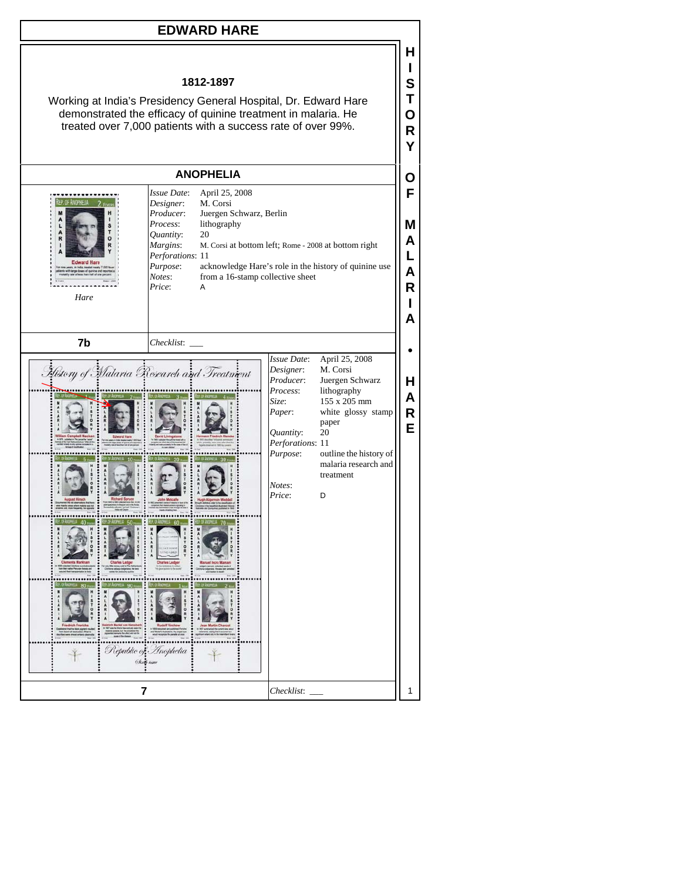# EDWARD HARE

**1812-1897**

Working at India's Presidency General Hospital, Dr. Edward Hare demonstrated the efficacy of quinine treatment in malaria. He treated over 7,000 patients with a success rate of over 99%.

## ANOPHELIA

*Hare*

| | |
|---|---|
| *Issue Date*: | April 25, 2008 |
| *Designer*: | M. Corsi |
| *Producer*: | Juergen Schwarz, Berlin |
| *Process*: | lithography |
| *Quantity*: | 20 |
| *Margins*: | M. Corsi at bottom left; Rome - 2008 at bottom right |
| *Perforations*: | 11 |
| *Purpose*: | acknowledge Hare's role in the history of quinine use |
| *Notes*: | from a 16-stamp collective sheet |
| *Price*: | A |

**7b** *Checklist*: ___

| | |
|---|---|
| *Issue Date*: | April 25, 2008 |
| *Designer*: | M. Corsi |
| *Producer*: | Juergen Schwarz |
| *Process*: | lithography |
| *Size*: | 155 x 205 mm |
| *Paper*: | white glossy stamp paper |
| *Quantity*: | 20 |
| *Perforations*: | 11 |
| *Purpose*: | outline the history of malaria research and treatment |
| *Notes*: | |
| *Price*: | D |

**7** *Checklist*: ___

HISTORY OF MALARIA • HARE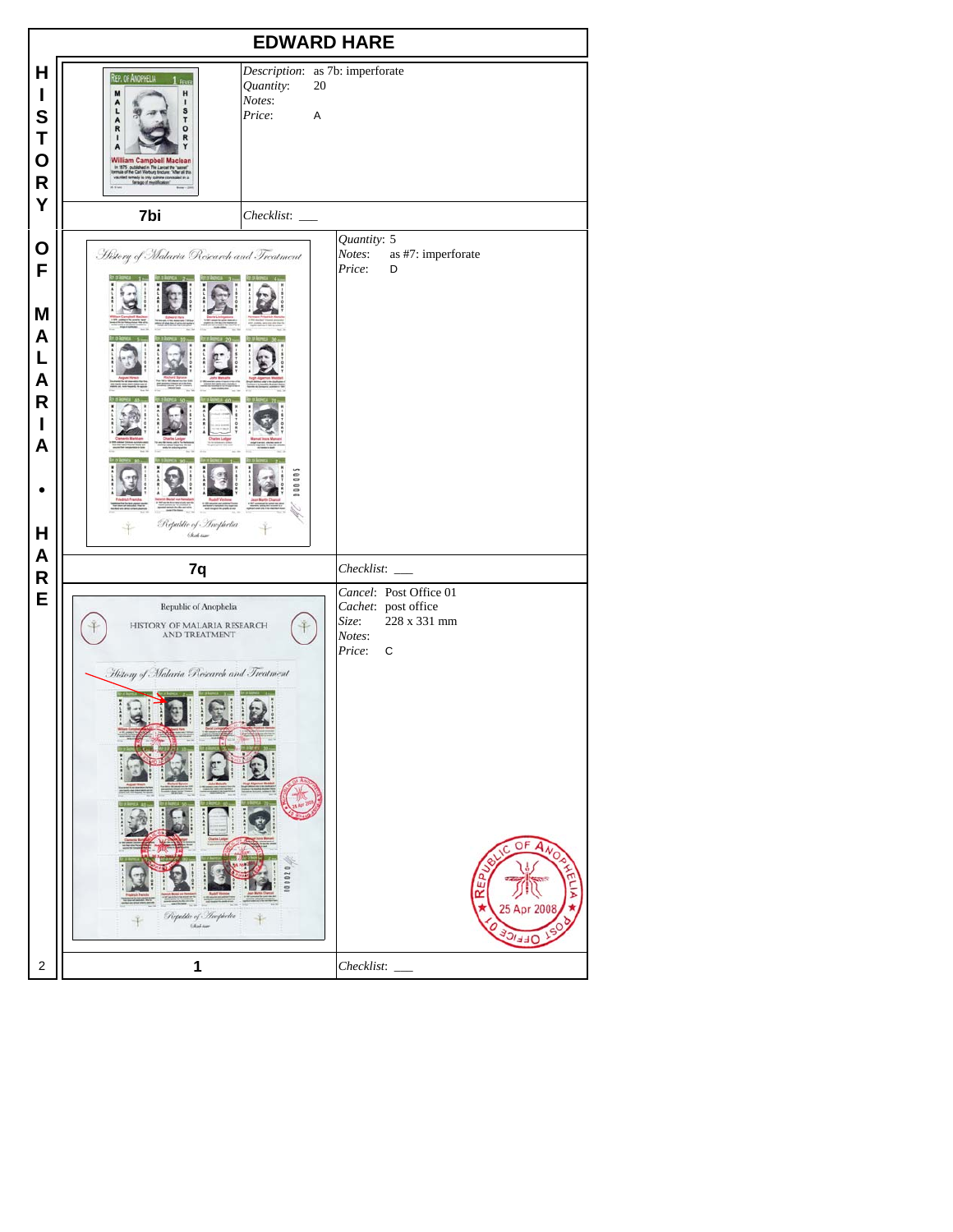# EDWARD HARE

HISTORY OF MALARIA • HARE

| | |
|---|---|
| **7bi** | *Description*: as 7b: imperforate<br>*Quantity*: 20<br>*Notes*:<br>*Price*: A<br><br>*Checklist*: ___ |
| **7q** | *Quantity*: 5<br>*Notes*: as #7: imperforate<br>*Price*: D<br><br>*Checklist*: ___ |
| **1** | *Cancel*: Post Office 01<br>*Cachet*: post office<br>*Size*: 228 x 331 mm<br>*Notes*:<br>*Price*: C<br><br>*Checklist*: ___ |